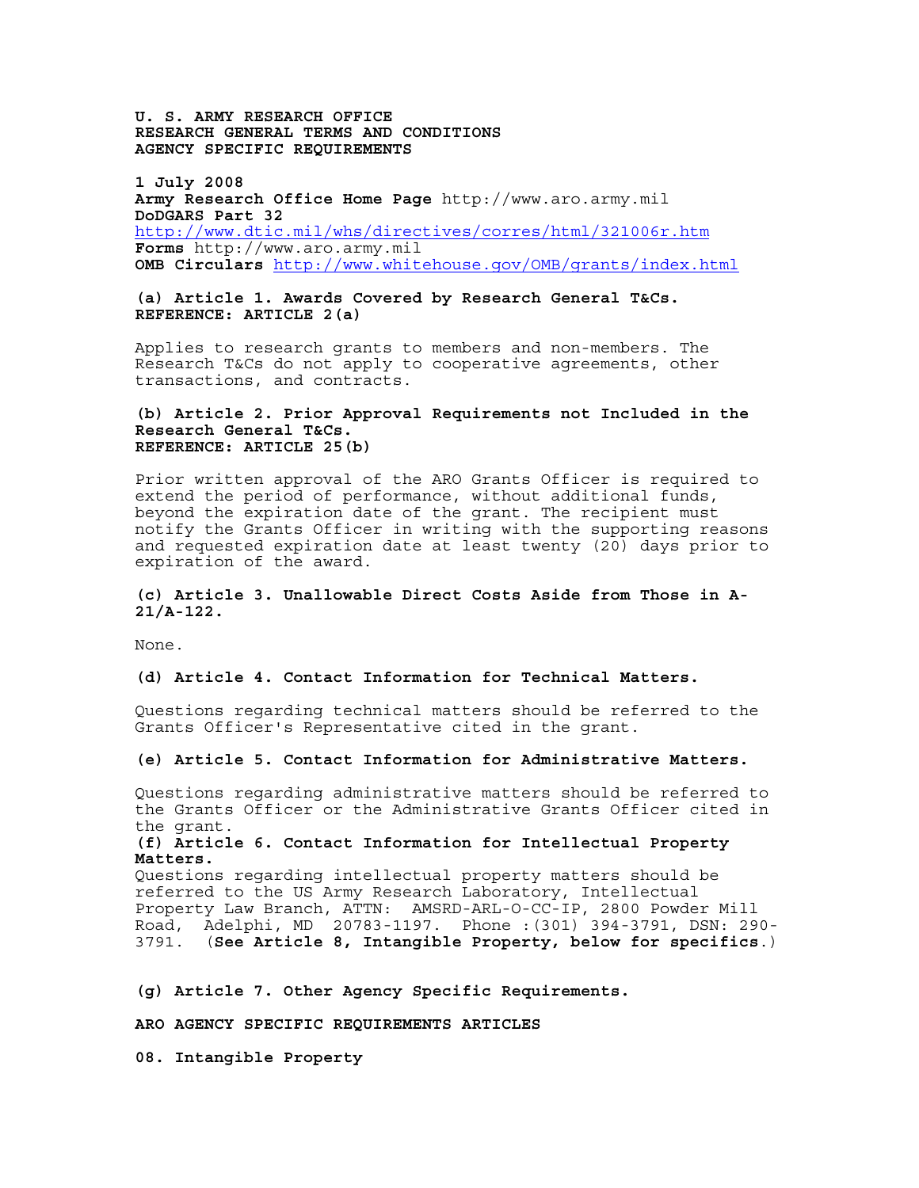**U. S. ARMY RESEARCH OFFICE**
**RESEARCH GENERAL TERMS AND CONDITIONS**
**AGENCY SPECIFIC REQUIREMENTS**

**1 July 2008**
**Army Research Office Home Page** http://www.aro.army.mil
**DoDGARS Part 32**
http://www.dtic.mil/whs/directives/corres/html/321006r.htm
**Forms** http://www.aro.army.mil
**OMB Circulars** http://www.whitehouse.gov/OMB/grants/index.html

**(a) Article 1. Awards Covered by Research General T&Cs.**
**REFERENCE: ARTICLE 2(a)**

Applies to research grants to members and non-members. The Research T&Cs do not apply to cooperative agreements, other transactions, and contracts.

**(b) Article 2. Prior Approval Requirements not Included in the Research General T&Cs.**
**REFERENCE: ARTICLE 25(b)**

Prior written approval of the ARO Grants Officer is required to extend the period of performance, without additional funds, beyond the expiration date of the grant. The recipient must notify the Grants Officer in writing with the supporting reasons and requested expiration date at least twenty (20) days prior to expiration of the award.

**(c) Article 3. Unallowable Direct Costs Aside from Those in A-21/A-122.**

None.

**(d) Article 4. Contact Information for Technical Matters.**

Questions regarding technical matters should be referred to the Grants Officer's Representative cited in the grant.

**(e) Article 5. Contact Information for Administrative Matters.**

Questions regarding administrative matters should be referred to the Grants Officer or the Administrative Grants Officer cited in the grant.

**(f) Article 6. Contact Information for Intellectual Property Matters.**

Questions regarding intellectual property matters should be referred to the US Army Research Laboratory, Intellectual Property Law Branch, ATTN: AMSRD-ARL-O-CC-IP, 2800 Powder Mill Road, Adelphi, MD 20783-1197. Phone :(301) 394-3791, DSN: 290-3791. (**See Article 8, Intangible Property, below for specifics**.)

**(g) Article 7. Other Agency Specific Requirements.**

**ARO AGENCY SPECIFIC REQUIREMENTS ARTICLES**

**08. Intangible Property**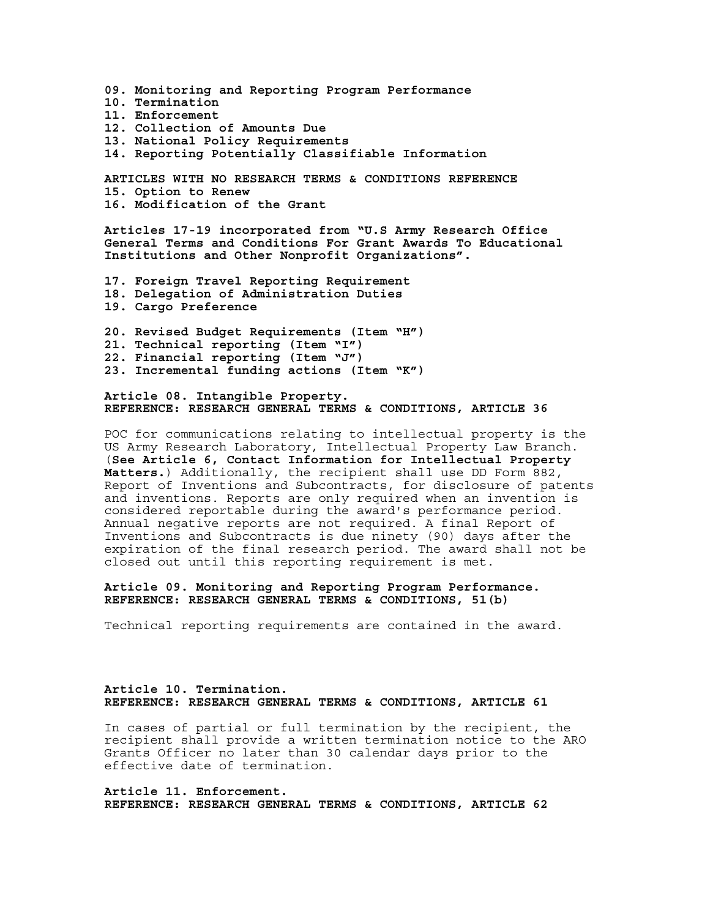**09. Monitoring and Reporting Program Performance**
**10. Termination**
**11. Enforcement**
**12. Collection of Amounts Due**
**13. National Policy Requirements**
**14. Reporting Potentially Classifiable Information**

**ARTICLES WITH NO RESEARCH TERMS & CONDITIONS REFERENCE**
**15. Option to Renew**
**16. Modification of the Grant**

**Articles 17-19 incorporated from "U.S Army Research Office General Terms and Conditions For Grant Awards To Educational Institutions and Other Nonprofit Organizations".**

**17. Foreign Travel Reporting Requirement**
**18. Delegation of Administration Duties**
**19. Cargo Preference**

**20. Revised Budget Requirements (Item "H")**
**21. Technical reporting (Item "I")**
**22. Financial reporting (Item "J")**
**23. Incremental funding actions (Item "K")**

**Article 08. Intangible Property.**
**REFERENCE: RESEARCH GENERAL TERMS & CONDITIONS, ARTICLE 36**

POC for communications relating to intellectual property is the US Army Research Laboratory, Intellectual Property Law Branch. (**See Article 6, Contact Information for Intellectual Property Matters.**) Additionally, the recipient shall use DD Form 882, Report of Inventions and Subcontracts, for disclosure of patents and inventions. Reports are only required when an invention is considered reportable during the award's performance period. Annual negative reports are not required. A final Report of Inventions and Subcontracts is due ninety (90) days after the expiration of the final research period. The award shall not be closed out until this reporting requirement is met.

**Article 09. Monitoring and Reporting Program Performance.**
**REFERENCE: RESEARCH GENERAL TERMS & CONDITIONS, 51(b)**

Technical reporting requirements are contained in the award.

**Article 10. Termination.**
**REFERENCE: RESEARCH GENERAL TERMS & CONDITIONS, ARTICLE 61**

In cases of partial or full termination by the recipient, the recipient shall provide a written termination notice to the ARO Grants Officer no later than 30 calendar days prior to the effective date of termination.

**Article 11. Enforcement.**
**REFERENCE: RESEARCH GENERAL TERMS & CONDITIONS, ARTICLE 62**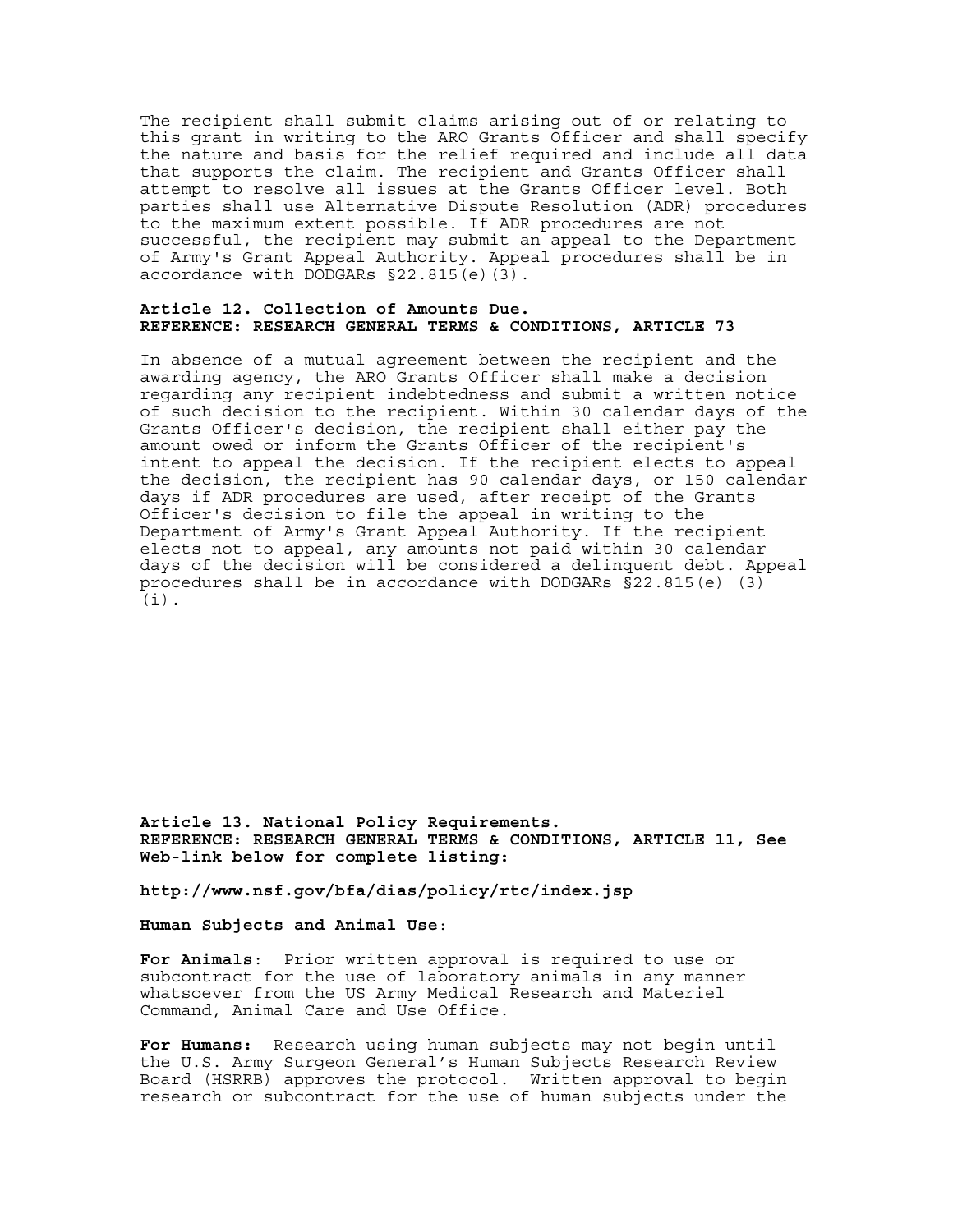The recipient shall submit claims arising out of or relating to this grant in writing to the ARO Grants Officer and shall specify the nature and basis for the relief required and include all data that supports the claim. The recipient and Grants Officer shall attempt to resolve all issues at the Grants Officer level. Both parties shall use Alternative Dispute Resolution (ADR) procedures to the maximum extent possible. If ADR procedures are not successful, the recipient may submit an appeal to the Department of Army's Grant Appeal Authority. Appeal procedures shall be in accordance with DODGARs §22.815(e)(3).

**Article 12. Collection of Amounts Due.**
**REFERENCE: RESEARCH GENERAL TERMS & CONDITIONS, ARTICLE 73**

In absence of a mutual agreement between the recipient and the awarding agency, the ARO Grants Officer shall make a decision regarding any recipient indebtedness and submit a written notice of such decision to the recipient. Within 30 calendar days of the Grants Officer's decision, the recipient shall either pay the amount owed or inform the Grants Officer of the recipient's intent to appeal the decision. If the recipient elects to appeal the decision, the recipient has 90 calendar days, or 150 calendar days if ADR procedures are used, after receipt of the Grants Officer's decision to file the appeal in writing to the Department of Army's Grant Appeal Authority. If the recipient elects not to appeal, any amounts not paid within 30 calendar days of the decision will be considered a delinquent debt. Appeal procedures shall be in accordance with DODGARs §22.815(e) (3) (i).

**Article 13. National Policy Requirements.**
**REFERENCE: RESEARCH GENERAL TERMS & CONDITIONS, ARTICLE 11, See Web-link below for complete listing:**

**http://www.nsf.gov/bfa/dias/policy/rtc/index.jsp**

**Human Subjects and Animal Use**:

**For Animals**: Prior written approval is required to use or subcontract for the use of laboratory animals in any manner whatsoever from the US Army Medical Research and Materiel Command, Animal Care and Use Office.

**For Humans:** Research using human subjects may not begin until the U.S. Army Surgeon General's Human Subjects Research Review Board (HSRRB) approves the protocol. Written approval to begin research or subcontract for the use of human subjects under the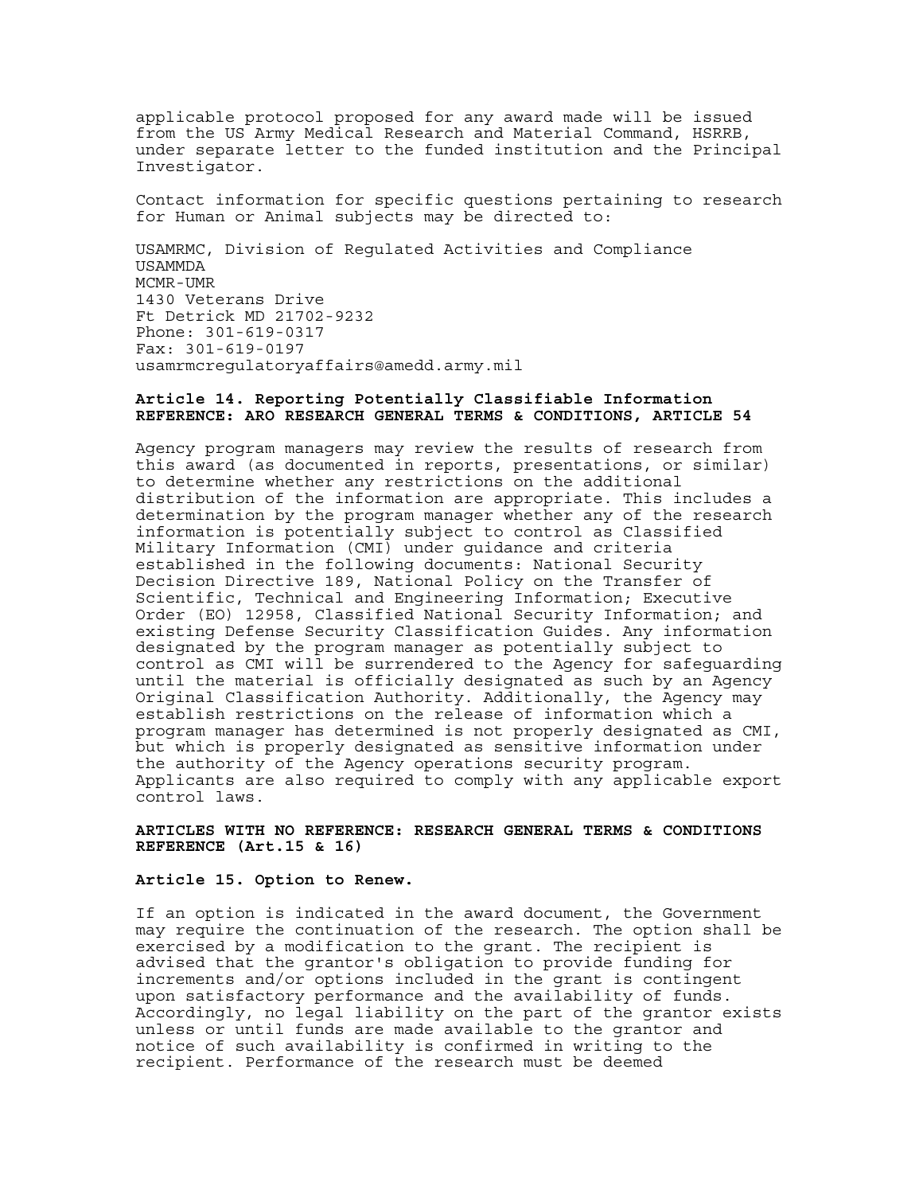applicable protocol proposed for any award made will be issued from the US Army Medical Research and Material Command, HSRRB, under separate letter to the funded institution and the Principal Investigator.

Contact information for specific questions pertaining to research for Human or Animal subjects may be directed to:

USAMRMC, Division of Regulated Activities and Compliance
USAMMDA
MCMR-UMR
1430 Veterans Drive
Ft Detrick MD 21702-9232
Phone: 301-619-0317
Fax: 301-619-0197
usamrmcregulatoryaffairs@amedd.army.mil

**Article 14. Reporting Potentially Classifiable Information**
**REFERENCE: ARO RESEARCH GENERAL TERMS & CONDITIONS, ARTICLE 54**

Agency program managers may review the results of research from this award (as documented in reports, presentations, or similar) to determine whether any restrictions on the additional distribution of the information are appropriate. This includes a determination by the program manager whether any of the research information is potentially subject to control as Classified Military Information (CMI) under guidance and criteria established in the following documents: National Security Decision Directive 189, National Policy on the Transfer of Scientific, Technical and Engineering Information; Executive Order (EO) 12958, Classified National Security Information; and existing Defense Security Classification Guides. Any information designated by the program manager as potentially subject to control as CMI will be surrendered to the Agency for safeguarding until the material is officially designated as such by an Agency Original Classification Authority. Additionally, the Agency may establish restrictions on the release of information which a program manager has determined is not properly designated as CMI, but which is properly designated as sensitive information under the authority of the Agency operations security program. Applicants are also required to comply with any applicable export control laws.

**ARTICLES WITH NO REFERENCE: RESEARCH GENERAL TERMS & CONDITIONS REFERENCE (Art.15 & 16)**

**Article 15. Option to Renew.**

If an option is indicated in the award document, the Government may require the continuation of the research. The option shall be exercised by a modification to the grant. The recipient is advised that the grantor's obligation to provide funding for increments and/or options included in the grant is contingent upon satisfactory performance and the availability of funds. Accordingly, no legal liability on the part of the grantor exists unless or until funds are made available to the grantor and notice of such availability is confirmed in writing to the recipient. Performance of the research must be deemed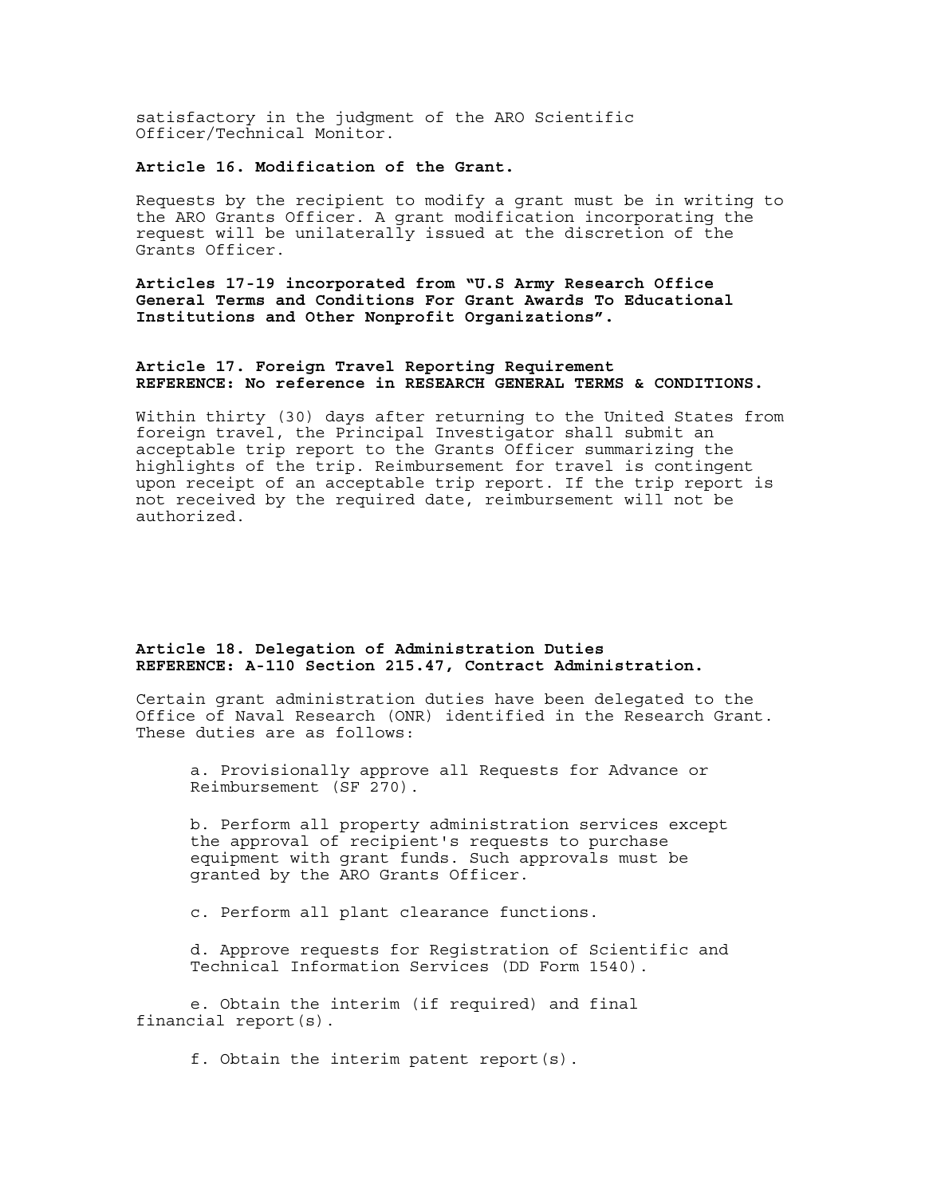satisfactory in the judgment of the ARO Scientific Officer/Technical Monitor.

**Article 16. Modification of the Grant.**

Requests by the recipient to modify a grant must be in writing to the ARO Grants Officer. A grant modification incorporating the request will be unilaterally issued at the discretion of the Grants Officer.

**Articles 17-19 incorporated from "U.S Army Research Office General Terms and Conditions For Grant Awards To Educational Institutions and Other Nonprofit Organizations".**

**Article 17. Foreign Travel Reporting Requirement**
**REFERENCE: No reference in RESEARCH GENERAL TERMS & CONDITIONS.**

Within thirty (30) days after returning to the United States from foreign travel, the Principal Investigator shall submit an acceptable trip report to the Grants Officer summarizing the highlights of the trip. Reimbursement for travel is contingent upon receipt of an acceptable trip report. If the trip report is not received by the required date, reimbursement will not be authorized.

**Article 18. Delegation of Administration Duties**
**REFERENCE: A-110 Section 215.47, Contract Administration.**

Certain grant administration duties have been delegated to the Office of Naval Research (ONR) identified in the Research Grant. These duties are as follows:

a. Provisionally approve all Requests for Advance or Reimbursement (SF 270).

b. Perform all property administration services except the approval of recipient's requests to purchase equipment with grant funds. Such approvals must be granted by the ARO Grants Officer.

c. Perform all plant clearance functions.

d. Approve requests for Registration of Scientific and Technical Information Services (DD Form 1540).

e. Obtain the interim (if required) and final financial report(s).

f. Obtain the interim patent report(s).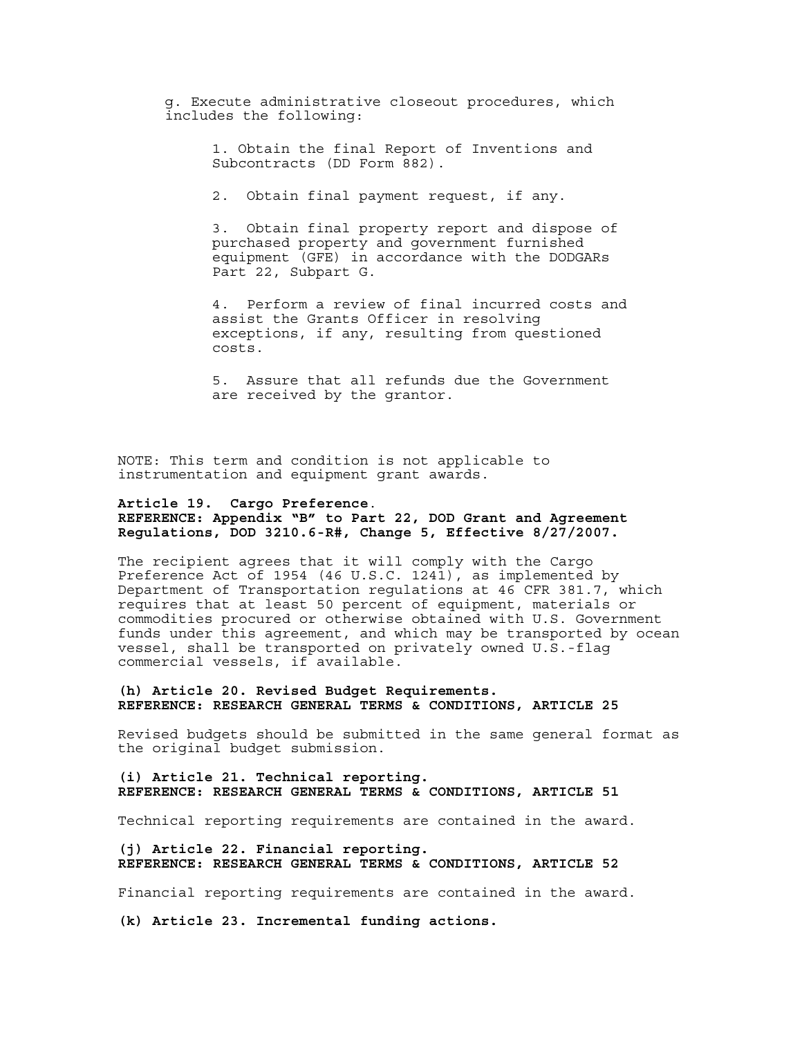g. Execute administrative closeout procedures, which includes the following:

1. Obtain the final Report of Inventions and Subcontracts (DD Form 882).

2. Obtain final payment request, if any.

3. Obtain final property report and dispose of purchased property and government furnished equipment (GFE) in accordance with the DODGARs Part 22, Subpart G.

4. Perform a review of final incurred costs and assist the Grants Officer in resolving exceptions, if any, resulting from questioned costs.

5. Assure that all refunds due the Government are received by the grantor.

NOTE: This term and condition is not applicable to instrumentation and equipment grant awards.

**Article 19. Cargo Preference.**
**REFERENCE: Appendix "B" to Part 22, DOD Grant and Agreement Regulations, DOD 3210.6-R#, Change 5, Effective 8/27/2007.**

The recipient agrees that it will comply with the Cargo Preference Act of 1954 (46 U.S.C. 1241), as implemented by Department of Transportation regulations at 46 CFR 381.7, which requires that at least 50 percent of equipment, materials or commodities procured or otherwise obtained with U.S. Government funds under this agreement, and which may be transported by ocean vessel, shall be transported on privately owned U.S.-flag commercial vessels, if available.

**(h) Article 20. Revised Budget Requirements.**
**REFERENCE: RESEARCH GENERAL TERMS & CONDITIONS, ARTICLE 25**

Revised budgets should be submitted in the same general format as the original budget submission.

**(i) Article 21. Technical reporting.**
**REFERENCE: RESEARCH GENERAL TERMS & CONDITIONS, ARTICLE 51**

Technical reporting requirements are contained in the award.

**(j) Article 22. Financial reporting.**
**REFERENCE: RESEARCH GENERAL TERMS & CONDITIONS, ARTICLE 52**

Financial reporting requirements are contained in the award.

**(k) Article 23. Incremental funding actions.**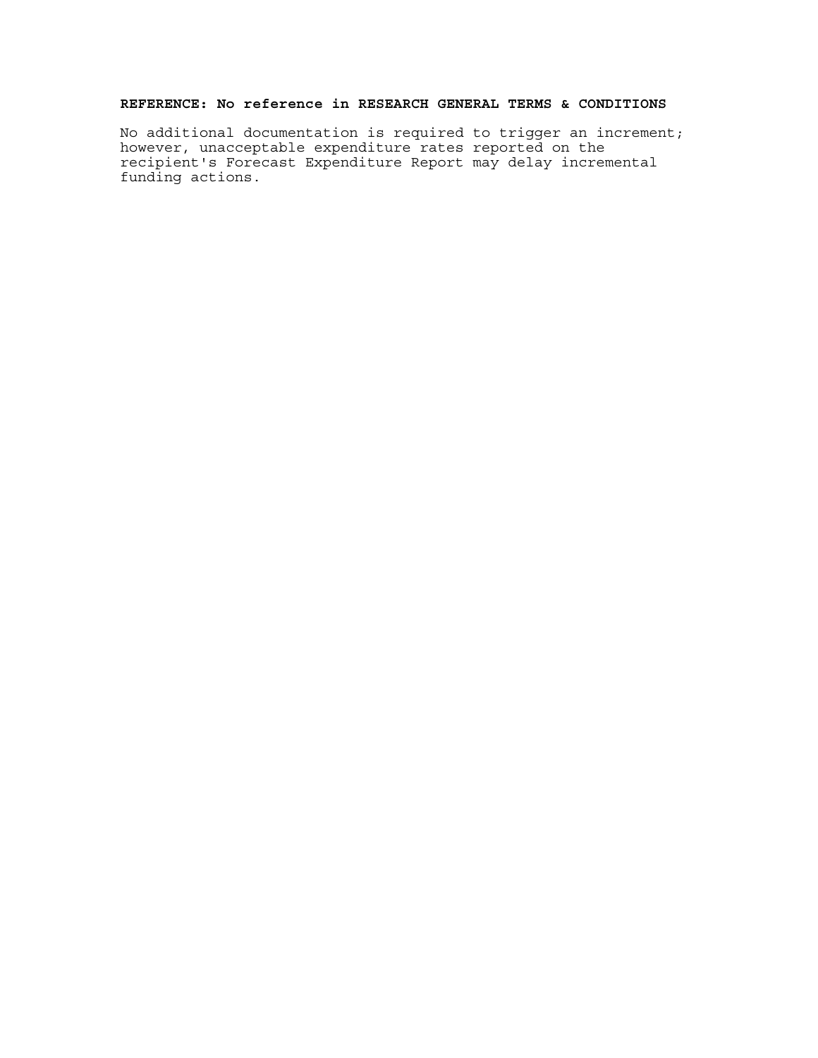**REFERENCE: No reference in RESEARCH GENERAL TERMS & CONDITIONS**

No additional documentation is required to trigger an increment; however, unacceptable expenditure rates reported on the recipient's Forecast Expenditure Report may delay incremental funding actions.